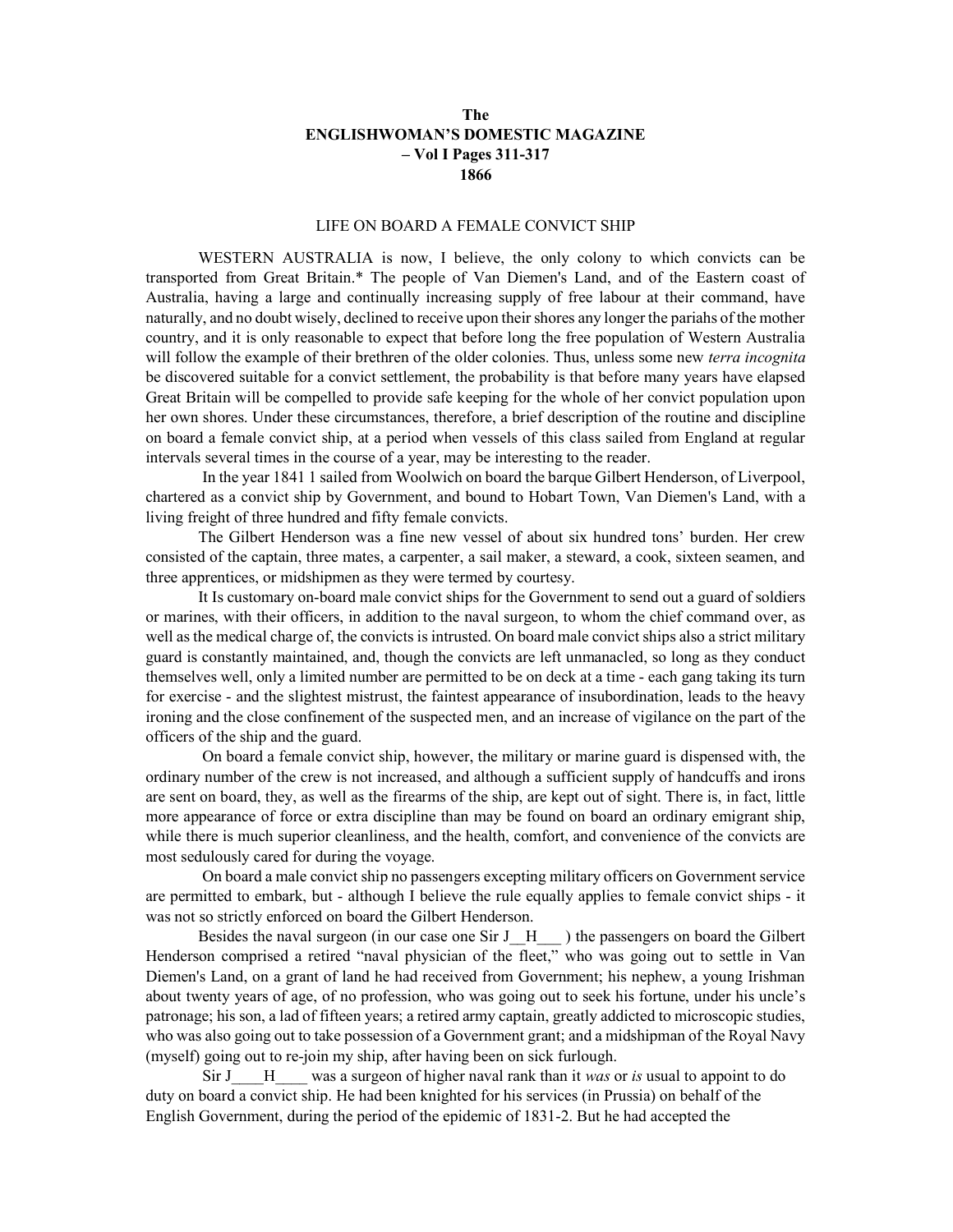**The**
**ENGLISHWOMAN'S DOMESTIC MAGAZINE**
**– Vol I Pages 311-317**
**1866**

# LIFE ON BOARD A FEMALE CONVICT SHIP

WESTERN AUSTRALIA is now, I believe, the only colony to which convicts can be transported from Great Britain.* The people of Van Diemen's Land, and of the Eastern coast of Australia, having a large and continually increasing supply of free labour at their command, have naturally, and no doubt wisely, declined to receive upon their shores any longer the pariahs of the mother country, and it is only reasonable to expect that before long the free population of Western Australia will follow the example of their brethren of the older colonies. Thus, unless some new *terra incognita* be discovered suitable for a convict settlement, the probability is that before many years have elapsed Great Britain will be compelled to provide safe keeping for the whole of her convict population upon her own shores. Under these circumstances, therefore, a brief description of the routine and discipline on board a female convict ship, at a period when vessels of this class sailed from England at regular intervals several times in the course of a year, may be interesting to the reader.

In the year 1841 1 sailed from Woolwich on board the barque Gilbert Henderson, of Liverpool, chartered as a convict ship by Government, and bound to Hobart Town, Van Diemen's Land, with a living freight of three hundred and fifty female convicts.

The Gilbert Henderson was a fine new vessel of about six hundred tons' burden. Her crew consisted of the captain, three mates, a carpenter, a sail maker, a steward, a cook, sixteen seamen, and three apprentices, or midshipmen as they were termed by courtesy.

It Is customary on-board male convict ships for the Government to send out a guard of soldiers or marines, with their officers, in addition to the naval surgeon, to whom the chief command over, as well as the medical charge of, the convicts is intrusted. On board male convict ships also a strict military guard is constantly maintained, and, though the convicts are left unmanacled, so long as they conduct themselves well, only a limited number are permitted to be on deck at a time - each gang taking its turn for exercise - and the slightest mistrust, the faintest appearance of insubordination, leads to the heavy ironing and the close confinement of the suspected men, and an increase of vigilance on the part of the officers of the ship and the guard.

On board a female convict ship, however, the military or marine guard is dispensed with, the ordinary number of the crew is not increased, and although a sufficient supply of handcuffs and irons are sent on board, they, as well as the firearms of the ship, are kept out of sight. There is, in fact, little more appearance of force or extra discipline than may be found on board an ordinary emigrant ship, while there is much superior cleanliness, and the health, comfort, and convenience of the convicts are most sedulously cared for during the voyage.

On board a male convict ship no passengers excepting military officers on Government service are permitted to embark, but - although I believe the rule equally applies to female convict ships - it was not so strictly enforced on board the Gilbert Henderson.

Besides the naval surgeon (in our case one Sir J__H___ ) the passengers on board the Gilbert Henderson comprised a retired "naval physician of the fleet," who was going out to settle in Van Diemen's Land, on a grant of land he had received from Government; his nephew, a young Irishman about twenty years of age, of no profession, who was going out to seek his fortune, under his uncle's patronage; his son, a lad of fifteen years; a retired army captain, greatly addicted to microscopic studies, who was also going out to take possession of a Government grant; and a midshipman of the Royal Navy (myself) going out to re-join my ship, after having been on sick furlough.

Sir J____H____ was a surgeon of higher naval rank than it *was* or *is* usual to appoint to do duty on board a convict ship. He had been knighted for his services (in Prussia) on behalf of the English Government, during the period of the epidemic of 1831-2. But he had accepted the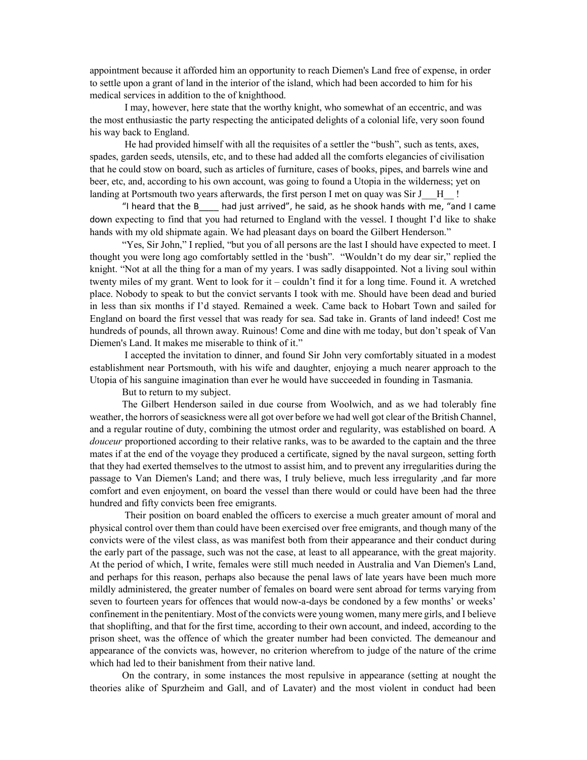appointment because it afforded him an opportunity to reach Diemen's Land free of expense, in order to settle upon a grant of land in the interior of the island, which had been accorded to him for his medical services in addition to the of knighthood.

I may, however, here state that the worthy knight, who somewhat of an eccentric, and was the most enthusiastic the party respecting the anticipated delights of a colonial life, very soon found his way back to England.

He had provided himself with all the requisites of a settler the "bush", such as tents, axes, spades, garden seeds, utensils, etc, and to these had added all the comforts elegancies of civilisation that he could stow on board, such as articles of furniture, cases of books, pipes, and barrels wine and beer, etc, and, according to his own account, was going to found a Utopia in the wilderness; yet on landing at Portsmouth two years afterwards, the first person I met on quay was Sir J___H__ !

"I heard that the B____ had just arrived", he said, as he shook hands with me, "and I came down expecting to find that you had returned to England with the vessel. I thought I'd like to shake hands with my old shipmate again. We had pleasant days on board the Gilbert Henderson."

"Yes, Sir John," I replied, "but you of all persons are the last I should have expected to meet. I thought you were long ago comfortably settled in the 'bush". "Wouldn't do my dear sir," replied the knight. "Not at all the thing for a man of my years. I was sadly disappointed. Not a living soul within twenty miles of my grant. Went to look for it – couldn't find it for a long time. Found it. A wretched place. Nobody to speak to but the convict servants I took with me. Should have been dead and buried in less than six months if I'd stayed. Remained a week. Came back to Hobart Town and sailed for England on board the first vessel that was ready for sea. Sad take in. Grants of land indeed! Cost me hundreds of pounds, all thrown away. Ruinous! Come and dine with me today, but don't speak of Van Diemen's Land. It makes me miserable to think of it."

I accepted the invitation to dinner, and found Sir John very comfortably situated in a modest establishment near Portsmouth, with his wife and daughter, enjoying a much nearer approach to the Utopia of his sanguine imagination than ever he would have succeeded in founding in Tasmania.

But to return to my subject.

The Gilbert Henderson sailed in due course from Woolwich, and as we had tolerably fine weather, the horrors of seasickness were all got over before we had well got clear of the British Channel, and a regular routine of duty, combining the utmost order and regularity, was established on board. A *douceur* proportioned according to their relative ranks, was to be awarded to the captain and the three mates if at the end of the voyage they produced a certificate, signed by the naval surgeon, setting forth that they had exerted themselves to the utmost to assist him, and to prevent any irregularities during the passage to Van Diemen's Land; and there was, I truly believe, much less irregularity ,and far more comfort and even enjoyment, on board the vessel than there would or could have been had the three hundred and fifty convicts been free emigrants.

Their position on board enabled the officers to exercise a much greater amount of moral and physical control over them than could have been exercised over free emigrants, and though many of the convicts were of the vilest class, as was manifest both from their appearance and their conduct during the early part of the passage, such was not the case, at least to all appearance, with the great majority. At the period of which, I write, females were still much needed in Australia and Van Diemen's Land, and perhaps for this reason, perhaps also because the penal laws of late years have been much more mildly administered, the greater number of females on board were sent abroad for terms varying from seven to fourteen years for offences that would now-a-days be condoned by a few months' or weeks' confinement in the penitentiary. Most of the convicts were young women, many mere girls, and I believe that shoplifting, and that for the first time, according to their own account, and indeed, according to the prison sheet, was the offence of which the greater number had been convicted. The demeanour and appearance of the convicts was, however, no criterion wherefrom to judge of the nature of the crime which had led to their banishment from their native land.

On the contrary, in some instances the most repulsive in appearance (setting at nought the theories alike of Spurzheim and Gall, and of Lavater) and the most violent in conduct had been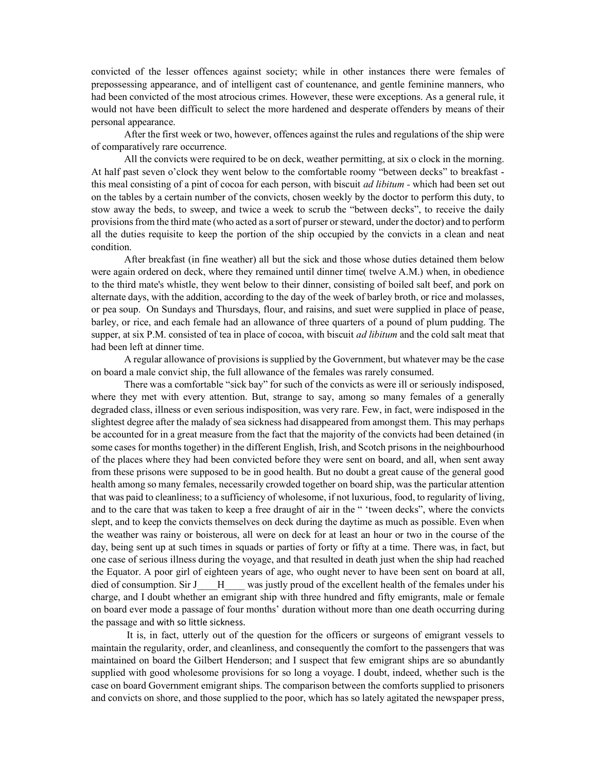convicted of the lesser offences against society; while in other instances there were females of prepossessing appearance, and of intelligent cast of countenance, and gentle feminine manners, who had been convicted of the most atrocious crimes. However, these were exceptions. As a general rule, it would not have been difficult to select the more hardened and desperate offenders by means of their personal appearance.

After the first week or two, however, offences against the rules and regulations of the ship were of comparatively rare occurrence.

All the convicts were required to be on deck, weather permitting, at six o clock in the morning. At half past seven o'clock they went below to the comfortable roomy "between decks" to breakfast - this meal consisting of a pint of cocoa for each person, with biscuit *ad libitum* - which had been set out on the tables by a certain number of the convicts, chosen weekly by the doctor to perform this duty, to stow away the beds, to sweep, and twice a week to scrub the "between decks", to receive the daily provisions from the third mate (who acted as a sort of purser or steward, under the doctor) and to perform all the duties requisite to keep the portion of the ship occupied by the convicts in a clean and neat condition.

After breakfast (in fine weather) all but the sick and those whose duties detained them below were again ordered on deck, where they remained until dinner time( twelve A.M.) when, in obedience to the third mate's whistle, they went below to their dinner, consisting of boiled salt beef, and pork on alternate days, with the addition, according to the day of the week of barley broth, or rice and molasses, or pea soup. On Sundays and Thursdays, flour, and raisins, and suet were supplied in place of pease, barley, or rice, and each female had an allowance of three quarters of a pound of plum pudding. The supper, at six P.M. consisted of tea in place of cocoa, with biscuit *ad libitum* and the cold salt meat that had been left at dinner time.

A regular allowance of provisions is supplied by the Government, but whatever may be the case on board a male convict ship, the full allowance of the females was rarely consumed.

There was a comfortable "sick bay" for such of the convicts as were ill or seriously indisposed, where they met with every attention. But, strange to say, among so many females of a generally degraded class, illness or even serious indisposition, was very rare. Few, in fact, were indisposed in the slightest degree after the malady of sea sickness had disappeared from amongst them. This may perhaps be accounted for in a great measure from the fact that the majority of the convicts had been detained (in some cases for months together) in the different English, Irish, and Scotch prisons in the neighbourhood of the places where they had been convicted before they were sent on board, and all, when sent away from these prisons were supposed to be in good health. But no doubt a great cause of the general good health among so many females, necessarily crowded together on board ship, was the particular attention that was paid to cleanliness; to a sufficiency of wholesome, if not luxurious, food, to regularity of living, and to the care that was taken to keep a free draught of air in the " 'tween decks", where the convicts slept, and to keep the convicts themselves on deck during the daytime as much as possible. Even when the weather was rainy or boisterous, all were on deck for at least an hour or two in the course of the day, being sent up at such times in squads or parties of forty or fifty at a time. There was, in fact, but one case of serious illness during the voyage, and that resulted in death just when the ship had reached the Equator. A poor girl of eighteen years of age, who ought never to have been sent on board at all, died of consumption. Sir J____H____ was justly proud of the excellent health of the females under his charge, and I doubt whether an emigrant ship with three hundred and fifty emigrants, male or female on board ever mode a passage of four months' duration without more than one death occurring during the passage and with so little sickness.

It is, in fact, utterly out of the question for the officers or surgeons of emigrant vessels to maintain the regularity, order, and cleanliness, and consequently the comfort to the passengers that was maintained on board the Gilbert Henderson; and I suspect that few emigrant ships are so abundantly supplied with good wholesome provisions for so long a voyage. I doubt, indeed, whether such is the case on board Government emigrant ships. The comparison between the comforts supplied to prisoners and convicts on shore, and those supplied to the poor, which has so lately agitated the newspaper press,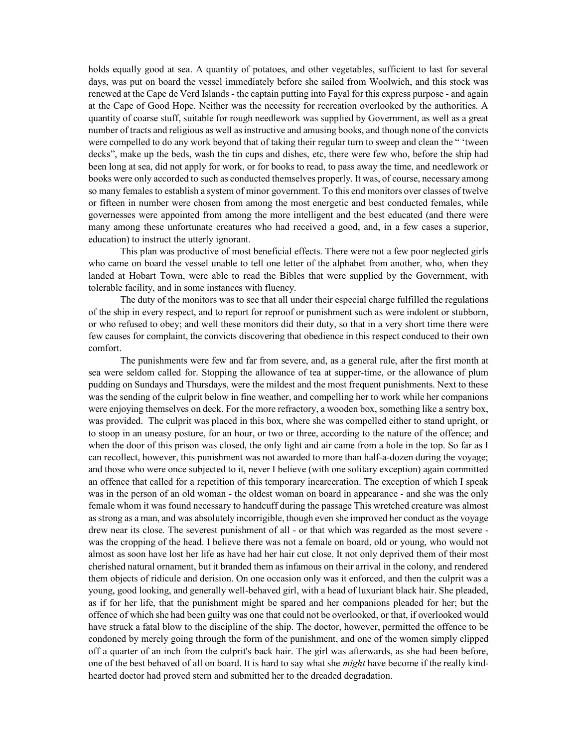holds equally good at sea. A quantity of potatoes, and other vegetables, sufficient to last for several days, was put on board the vessel immediately before she sailed from Woolwich, and this stock was renewed at the Cape de Verd Islands - the captain putting into Fayal for this express purpose - and again at the Cape of Good Hope. Neither was the necessity for recreation overlooked by the authorities. A quantity of coarse stuff, suitable for rough needlework was supplied by Government, as well as a great number of tracts and religious as well as instructive and amusing books, and though none of the convicts were compelled to do any work beyond that of taking their regular turn to sweep and clean the " 'tween decks", make up the beds, wash the tin cups and dishes, etc, there were few who, before the ship had been long at sea, did not apply for work, or for books to read, to pass away the time, and needlework or books were only accorded to such as conducted themselves properly. It was, of course, necessary among so many females to establish a system of minor government. To this end monitors over classes of twelve or fifteen in number were chosen from among the most energetic and best conducted females, while governesses were appointed from among the more intelligent and the best educated (and there were many among these unfortunate creatures who had received a good, and, in a few cases a superior, education) to instruct the utterly ignorant.

This plan was productive of most beneficial effects. There were not a few poor neglected girls who came on board the vessel unable to tell one letter of the alphabet from another, who, when they landed at Hobart Town, were able to read the Bibles that were supplied by the Government, with tolerable facility, and in some instances with fluency.

The duty of the monitors was to see that all under their especial charge fulfilled the regulations of the ship in every respect, and to report for reproof or punishment such as were indolent or stubborn, or who refused to obey; and well these monitors did their duty, so that in a very short time there were few causes for complaint, the convicts discovering that obedience in this respect conduced to their own comfort.

The punishments were few and far from severe, and, as a general rule, after the first month at sea were seldom called for. Stopping the allowance of tea at supper-time, or the allowance of plum pudding on Sundays and Thursdays, were the mildest and the most frequent punishments. Next to these was the sending of the culprit below in fine weather, and compelling her to work while her companions were enjoying themselves on deck. For the more refractory, a wooden box, something like a sentry box, was provided. The culprit was placed in this box, where she was compelled either to stand upright, or to stoop in an uneasy posture, for an hour, or two or three, according to the nature of the offence; and when the door of this prison was closed, the only light and air came from a hole in the top. So far as I can recollect, however, this punishment was not awarded to more than half-a-dozen during the voyage; and those who were once subjected to it, never I believe (with one solitary exception) again committed an offence that called for a repetition of this temporary incarceration. The exception of which I speak was in the person of an old woman - the oldest woman on board in appearance - and she was the only female whom it was found necessary to handcuff during the passage This wretched creature was almost as strong as a man, and was absolutely incorrigible, though even she improved her conduct as the voyage drew near its close. The severest punishment of all - or that which was regarded as the most severe - was the cropping of the head. I believe there was not a female on board, old or young, who would not almost as soon have lost her life as have had her hair cut close. It not only deprived them of their most cherished natural ornament, but it branded them as infamous on their arrival in the colony, and rendered them objects of ridicule and derision. On one occasion only was it enforced, and then the culprit was a young, good looking, and generally well-behaved girl, with a head of luxuriant black hair. She pleaded, as if for her life, that the punishment might be spared and her companions pleaded for her; but the offence of which she had been guilty was one that could not be overlooked, or that, if overlooked would have struck a fatal blow to the discipline of the ship. The doctor, however, permitted the offence to be condoned by merely going through the form of the punishment, and one of the women simply clipped off a quarter of an inch from the culprit's back hair. The girl was afterwards, as she had been before, one of the best behaved of all on board. It is hard to say what she *might* have become if the really kind-hearted doctor had proved stern and submitted her to the dreaded degradation.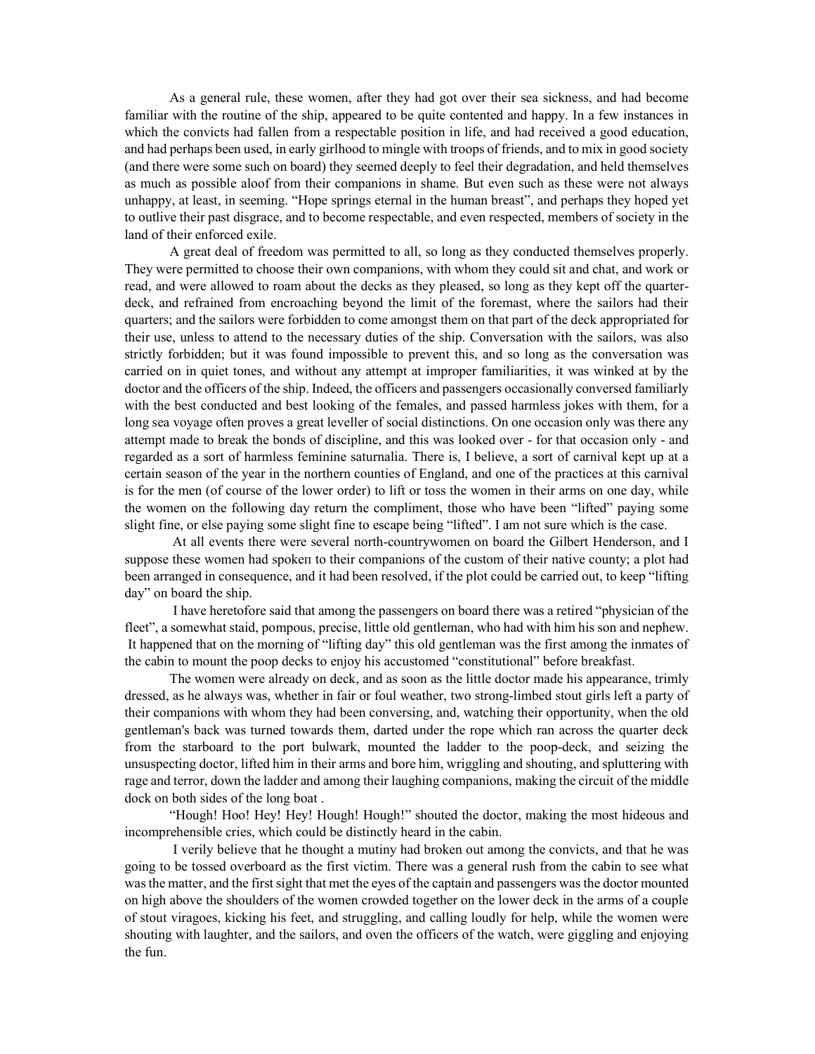As a general rule, these women, after they had got over their sea sickness, and had become familiar with the routine of the ship, appeared to be quite contented and happy. In a few instances in which the convicts had fallen from a respectable position in life, and had received a good education, and had perhaps been used, in early girlhood to mingle with troops of friends, and to mix in good society (and there were some such on board) they seemed deeply to feel their degradation, and held themselves as much as possible aloof from their companions in shame. But even such as these were not always unhappy, at least, in seeming. "Hope springs eternal in the human breast", and perhaps they hoped yet to outlive their past disgrace, and to become respectable, and even respected, members of society in the land of their enforced exile.

A great deal of freedom was permitted to all, so long as they conducted themselves properly. They were permitted to choose their own companions, with whom they could sit and chat, and work or read, and were allowed to roam about the decks as they pleased, so long as they kept off the quarter-deck, and refrained from encroaching beyond the limit of the foremast, where the sailors had their quarters; and the sailors were forbidden to come amongst them on that part of the deck appropriated for their use, unless to attend to the necessary duties of the ship. Conversation with the sailors, was also strictly forbidden; but it was found impossible to prevent this, and so long as the conversation was carried on in quiet tones, and without any attempt at improper familiarities, it was winked at by the doctor and the officers of the ship. Indeed, the officers and passengers occasionally conversed familiarly with the best conducted and best looking of the females, and passed harmless jokes with them, for a long sea voyage often proves a great leveller of social distinctions. On one occasion only was there any attempt made to break the bonds of discipline, and this was looked over - for that occasion only - and regarded as a sort of harmless feminine saturnalia. There is, I believe, a sort of carnival kept up at a certain season of the year in the northern counties of England, and one of the practices at this carnival is for the men (of course of the lower order) to lift or toss the women in their arms on one day, while the women on the following day return the compliment, those who have been "lifted" paying some slight fine, or else paying some slight fine to escape being "lifted". I am not sure which is the case.

At all events there were several north-countrywomen on board the Gilbert Henderson, and I suppose these women had spoken to their companions of the custom of their native county; a plot had been arranged in consequence, and it had been resolved, if the plot could be carried out, to keep "lifting day" on board the ship.

I have heretofore said that among the passengers on board there was a retired "physician of the fleet", a somewhat staid, pompous, precise, little old gentleman, who had with him his son and nephew. It happened that on the morning of "lifting day" this old gentleman was the first among the inmates of the cabin to mount the poop decks to enjoy his accustomed "constitutional" before breakfast.

The women were already on deck, and as soon as the little doctor made his appearance, trimly dressed, as he always was, whether in fair or foul weather, two strong-limbed stout girls left a party of their companions with whom they had been conversing, and, watching their opportunity, when the old gentleman's back was turned towards them, darted under the rope which ran across the quarter deck from the starboard to the port bulwark, mounted the ladder to the poop-deck, and seizing the unsuspecting doctor, lifted him in their arms and bore him, wriggling and shouting, and spluttering with rage and terror, down the ladder and among their laughing companions, making the circuit of the middle dock on both sides of the long boat .

"Hough! Hoo! Hey! Hey! Hough! Hough!" shouted the doctor, making the most hideous and incomprehensible cries, which could be distinctly heard in the cabin.

I verily believe that he thought a mutiny had broken out among the convicts, and that he was going to be tossed overboard as the first victim. There was a general rush from the cabin to see what was the matter, and the first sight that met the eyes of the captain and passengers was the doctor mounted on high above the shoulders of the women crowded together on the lower deck in the arms of a couple of stout viragoes, kicking his feet, and struggling, and calling loudly for help, while the women were shouting with laughter, and the sailors, and oven the officers of the watch, were giggling and enjoying the fun.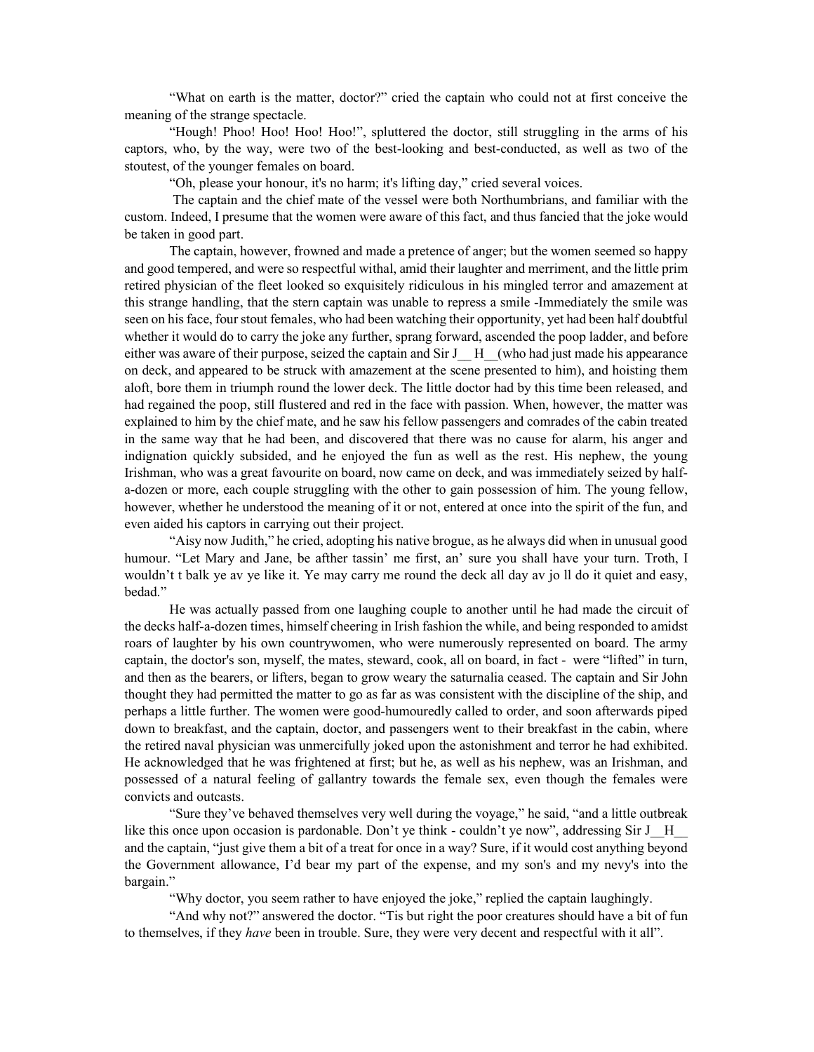"What on earth is the matter, doctor?" cried the captain who could not at first conceive the meaning of the strange spectacle.

"Hough! Phoo! Hoo! Hoo! Hoo!", spluttered the doctor, still struggling in the arms of his captors, who, by the way, were two of the best-looking and best-conducted, as well as two of the stoutest, of the younger females on board.

"Oh, please your honour, it's no harm; it's lifting day," cried several voices.

The captain and the chief mate of the vessel were both Northumbrians, and familiar with the custom. Indeed, I presume that the women were aware of this fact, and thus fancied that the joke would be taken in good part.

The captain, however, frowned and made a pretence of anger; but the women seemed so happy and good tempered, and were so respectful withal, amid their laughter and merriment, and the little prim retired physician of the fleet looked so exquisitely ridiculous in his mingled terror and amazement at this strange handling, that the stern captain was unable to repress a smile -Immediately the smile was seen on his face, four stout females, who had been watching their opportunity, yet had been half doubtful whether it would do to carry the joke any further, sprang forward, ascended the poop ladder, and before either was aware of their purpose, seized the captain and Sir J__ H__(who had just made his appearance on deck, and appeared to be struck with amazement at the scene presented to him), and hoisting them aloft, bore them in triumph round the lower deck. The little doctor had by this time been released, and had regained the poop, still flustered and red in the face with passion. When, however, the matter was explained to him by the chief mate, and he saw his fellow passengers and comrades of the cabin treated in the same way that he had been, and discovered that there was no cause for alarm, his anger and indignation quickly subsided, and he enjoyed the fun as well as the rest. His nephew, the young Irishman, who was a great favourite on board, now came on deck, and was immediately seized by half-a-dozen or more, each couple struggling with the other to gain possession of him. The young fellow, however, whether he understood the meaning of it or not, entered at once into the spirit of the fun, and even aided his captors in carrying out their project.

"Aisy now Judith," he cried, adopting his native brogue, as he always did when in unusual good humour. "Let Mary and Jane, be afther tassin' me first, an' sure you shall have your turn. Troth, I wouldn't t balk ye av ye like it. Ye may carry me round the deck all day av jo ll do it quiet and easy, bedad."

He was actually passed from one laughing couple to another until he had made the circuit of the decks half-a-dozen times, himself cheering in Irish fashion the while, and being responded to amidst roars of laughter by his own countrywomen, who were numerously represented on board. The army captain, the doctor's son, myself, the mates, steward, cook, all on board, in fact - were "lifted" in turn, and then as the bearers, or lifters, began to grow weary the saturnalia ceased. The captain and Sir John thought they had permitted the matter to go as far as was consistent with the discipline of the ship, and perhaps a little further. The women were good-humouredly called to order, and soon afterwards piped down to breakfast, and the captain, doctor, and passengers went to their breakfast in the cabin, where the retired naval physician was unmercifully joked upon the astonishment and terror he had exhibited. He acknowledged that he was frightened at first; but he, as well as his nephew, was an Irishman, and possessed of a natural feeling of gallantry towards the female sex, even though the females were convicts and outcasts.

"Sure they've behaved themselves very well during the voyage," he said, "and a little outbreak like this once upon occasion is pardonable. Don't ye think - couldn't ye now", addressing Sir J__H__ and the captain, "just give them a bit of a treat for once in a way? Sure, if it would cost anything beyond the Government allowance, I'd bear my part of the expense, and my son's and my nevy's into the bargain."

"Why doctor, you seem rather to have enjoyed the joke," replied the captain laughingly.

"And why not?" answered the doctor. "Tis but right the poor creatures should have a bit of fun to themselves, if they *have* been in trouble. Sure, they were very decent and respectful with it all".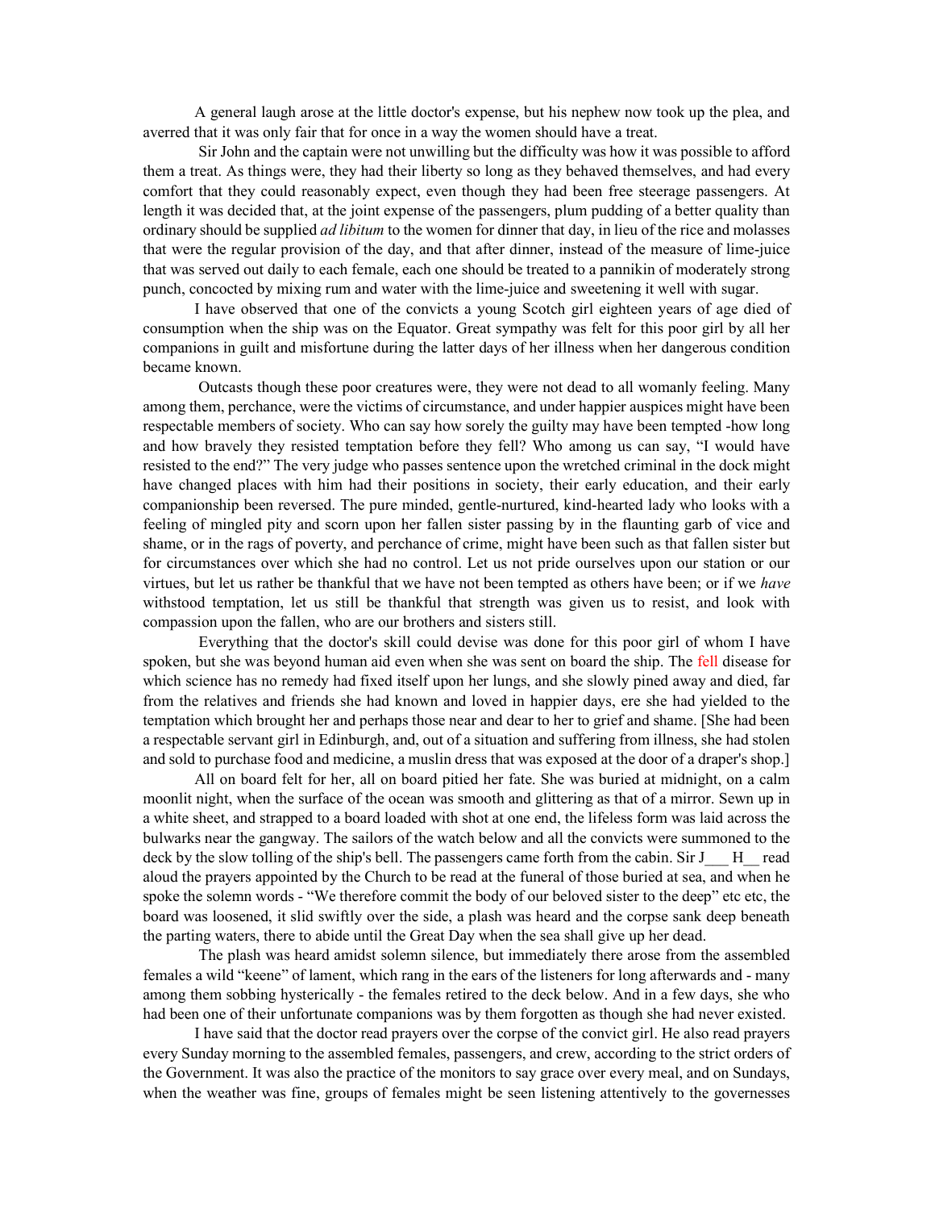A general laugh arose at the little doctor's expense, but his nephew now took up the plea, and averred that it was only fair that for once in a way the women should have a treat.

Sir John and the captain were not unwilling but the difficulty was how it was possible to afford them a treat. As things were, they had their liberty so long as they behaved themselves, and had every comfort that they could reasonably expect, even though they had been free steerage passengers. At length it was decided that, at the joint expense of the passengers, plum pudding of a better quality than ordinary should be supplied *ad libitum* to the women for dinner that day, in lieu of the rice and molasses that were the regular provision of the day, and that after dinner, instead of the measure of lime-juice that was served out daily to each female, each one should be treated to a pannikin of moderately strong punch, concocted by mixing rum and water with the lime-juice and sweetening it well with sugar.

I have observed that one of the convicts a young Scotch girl eighteen years of age died of consumption when the ship was on the Equator. Great sympathy was felt for this poor girl by all her companions in guilt and misfortune during the latter days of her illness when her dangerous condition became known.

Outcasts though these poor creatures were, they were not dead to all womanly feeling. Many among them, perchance, were the victims of circumstance, and under happier auspices might have been respectable members of society. Who can say how sorely the guilty may have been tempted -how long and how bravely they resisted temptation before they fell? Who among us can say, “I would have resisted to the end?” The very judge who passes sentence upon the wretched criminal in the dock might have changed places with him had their positions in society, their early education, and their early companionship been reversed. The pure minded, gentle-nurtured, kind-hearted lady who looks with a feeling of mingled pity and scorn upon her fallen sister passing by in the flaunting garb of vice and shame, or in the rags of poverty, and perchance of crime, might have been such as that fallen sister but for circumstances over which she had no control. Let us not pride ourselves upon our station or our virtues, but let us rather be thankful that we have not been tempted as others have been; or if we *have* withstood temptation, let us still be thankful that strength was given us to resist, and look with compassion upon the fallen, who are our brothers and sisters still.

Everything that the doctor's skill could devise was done for this poor girl of whom I have spoken, but she was beyond human aid even when she was sent on board the ship. The fell disease for which science has no remedy had fixed itself upon her lungs, and she slowly pined away and died, far from the relatives and friends she had known and loved in happier days, ere she had yielded to the temptation which brought her and perhaps those near and dear to her to grief and shame. [She had been a respectable servant girl in Edinburgh, and, out of a situation and suffering from illness, she had stolen and sold to purchase food and medicine, a muslin dress that was exposed at the door of a draper's shop.]

All on board felt for her, all on board pitied her fate. She was buried at midnight, on a calm moonlit night, when the surface of the ocean was smooth and glittering as that of a mirror. Sewn up in a white sheet, and strapped to a board loaded with shot at one end, the lifeless form was laid across the bulwarks near the gangway. The sailors of the watch below and all the convicts were summoned to the deck by the slow tolling of the ship's bell. The passengers came forth from the cabin. Sir J___ H__ read aloud the prayers appointed by the Church to be read at the funeral of those buried at sea, and when he spoke the solemn words - “We therefore commit the body of our beloved sister to the deep” etc etc, the board was loosened, it slid swiftly over the side, a plash was heard and the corpse sank deep beneath the parting waters, there to abide until the Great Day when the sea shall give up her dead.

The plash was heard amidst solemn silence, but immediately there arose from the assembled females a wild “keene” of lament, which rang in the ears of the listeners for long afterwards and - many among them sobbing hysterically - the females retired to the deck below. And in a few days, she who had been one of their unfortunate companions was by them forgotten as though she had never existed.

I have said that the doctor read prayers over the corpse of the convict girl. He also read prayers every Sunday morning to the assembled females, passengers, and crew, according to the strict orders of the Government. It was also the practice of the monitors to say grace over every meal, and on Sundays, when the weather was fine, groups of females might be seen listening attentively to the governesses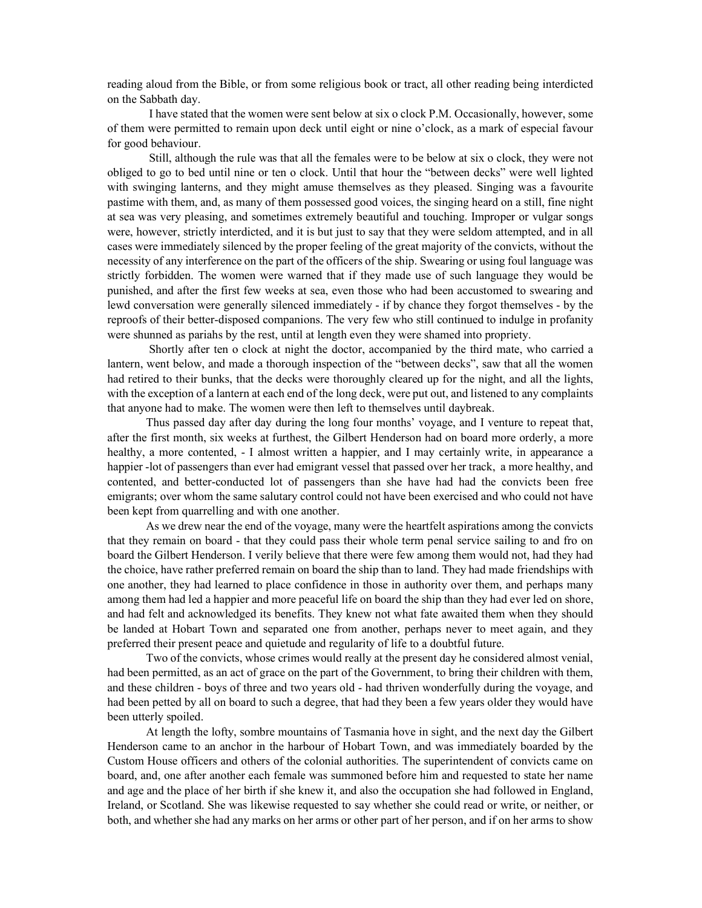reading aloud from the Bible, or from some religious book or tract, all other reading being interdicted on the Sabbath day.

I have stated that the women were sent below at six o clock P.M. Occasionally, however, some of them were permitted to remain upon deck until eight or nine o'clock, as a mark of especial favour for good behaviour.

Still, although the rule was that all the females were to be below at six o clock, they were not obliged to go to bed until nine or ten o clock. Until that hour the "between decks" were well lighted with swinging lanterns, and they might amuse themselves as they pleased. Singing was a favourite pastime with them, and, as many of them possessed good voices, the singing heard on a still, fine night at sea was very pleasing, and sometimes extremely beautiful and touching. Improper or vulgar songs were, however, strictly interdicted, and it is but just to say that they were seldom attempted, and in all cases were immediately silenced by the proper feeling of the great majority of the convicts, without the necessity of any interference on the part of the officers of the ship. Swearing or using foul language was strictly forbidden. The women were warned that if they made use of such language they would be punished, and after the first few weeks at sea, even those who had been accustomed to swearing and lewd conversation were generally silenced immediately - if by chance they forgot themselves - by the reproofs of their better-disposed companions. The very few who still continued to indulge in profanity were shunned as pariahs by the rest, until at length even they were shamed into propriety.

Shortly after ten o clock at night the doctor, accompanied by the third mate, who carried a lantern, went below, and made a thorough inspection of the "between decks", saw that all the women had retired to their bunks, that the decks were thoroughly cleared up for the night, and all the lights, with the exception of a lantern at each end of the long deck, were put out, and listened to any complaints that anyone had to make. The women were then left to themselves until daybreak.

Thus passed day after day during the long four months' voyage, and I venture to repeat that, after the first month, six weeks at furthest, the Gilbert Henderson had on board more orderly, a more healthy, a more contented, - I almost written a happier, and I may certainly write, in appearance a happier -lot of passengers than ever had emigrant vessel that passed over her track, a more healthy, and contented, and better-conducted lot of passengers than she have had had the convicts been free emigrants; over whom the same salutary control could not have been exercised and who could not have been kept from quarrelling and with one another.

As we drew near the end of the voyage, many were the heartfelt aspirations among the convicts that they remain on board - that they could pass their whole term penal service sailing to and fro on board the Gilbert Henderson. I verily believe that there were few among them would not, had they had the choice, have rather preferred remain on board the ship than to land. They had made friendships with one another, they had learned to place confidence in those in authority over them, and perhaps many among them had led a happier and more peaceful life on board the ship than they had ever led on shore, and had felt and acknowledged its benefits. They knew not what fate awaited them when they should be landed at Hobart Town and separated one from another, perhaps never to meet again, and they preferred their present peace and quietude and regularity of life to a doubtful future.

Two of the convicts, whose crimes would really at the present day he considered almost venial, had been permitted, as an act of grace on the part of the Government, to bring their children with them, and these children - boys of three and two years old - had thriven wonderfully during the voyage, and had been petted by all on board to such a degree, that had they been a few years older they would have been utterly spoiled.

At length the lofty, sombre mountains of Tasmania hove in sight, and the next day the Gilbert Henderson came to an anchor in the harbour of Hobart Town, and was immediately boarded by the Custom House officers and others of the colonial authorities. The superintendent of convicts came on board, and, one after another each female was summoned before him and requested to state her name and age and the place of her birth if she knew it, and also the occupation she had followed in England, Ireland, or Scotland. She was likewise requested to say whether she could read or write, or neither, or both, and whether she had any marks on her arms or other part of her person, and if on her arms to show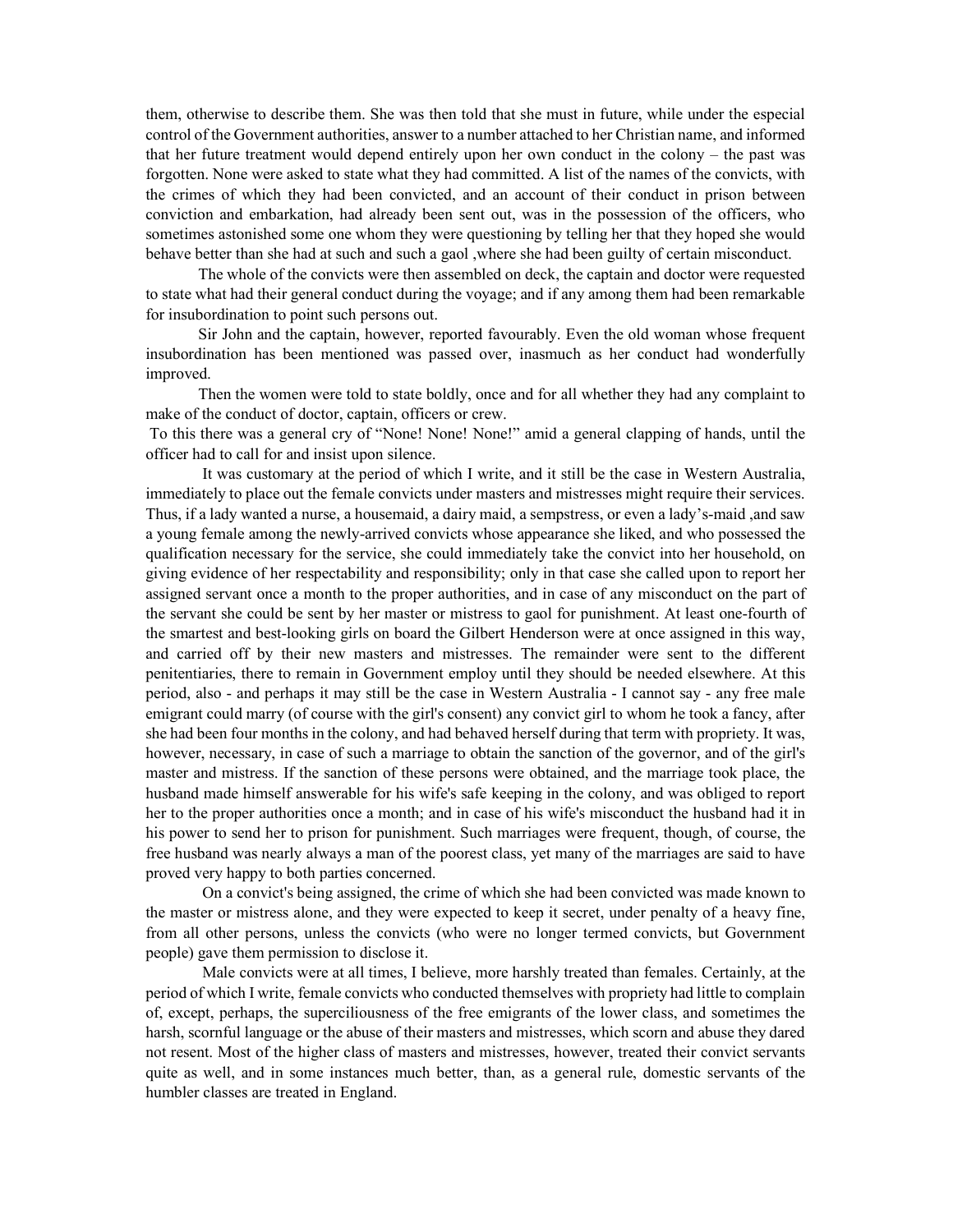them, otherwise to describe them. She was then told that she must in future, while under the especial control of the Government authorities, answer to a number attached to her Christian name, and informed that her future treatment would depend entirely upon her own conduct in the colony – the past was forgotten. None were asked to state what they had committed. A list of the names of the convicts, with the crimes of which they had been convicted, and an account of their conduct in prison between conviction and embarkation, had already been sent out, was in the possession of the officers, who sometimes astonished some one whom they were questioning by telling her that they hoped she would behave better than she had at such and such a gaol ,where she had been guilty of certain misconduct.

The whole of the convicts were then assembled on deck, the captain and doctor were requested to state what had their general conduct during the voyage; and if any among them had been remarkable for insubordination to point such persons out.

Sir John and the captain, however, reported favourably. Even the old woman whose frequent insubordination has been mentioned was passed over, inasmuch as her conduct had wonderfully improved.

Then the women were told to state boldly, once and for all whether they had any complaint to make of the conduct of doctor, captain, officers or crew.

To this there was a general cry of "None! None! None!" amid a general clapping of hands, until the officer had to call for and insist upon silence.

It was customary at the period of which I write, and it still be the case in Western Australia, immediately to place out the female convicts under masters and mistresses might require their services. Thus, if a lady wanted a nurse, a housemaid, a dairy maid, a sempstress, or even a lady's-maid ,and saw a young female among the newly-arrived convicts whose appearance she liked, and who possessed the qualification necessary for the service, she could immediately take the convict into her household, on giving evidence of her respectability and responsibility; only in that case she called upon to report her assigned servant once a month to the proper authorities, and in case of any misconduct on the part of the servant she could be sent by her master or mistress to gaol for punishment. At least one-fourth of the smartest and best-looking girls on board the Gilbert Henderson were at once assigned in this way, and carried off by their new masters and mistresses. The remainder were sent to the different penitentiaries, there to remain in Government employ until they should be needed elsewhere. At this period, also - and perhaps it may still be the case in Western Australia - I cannot say - any free male emigrant could marry (of course with the girl's consent) any convict girl to whom he took a fancy, after she had been four months in the colony, and had behaved herself during that term with propriety. It was, however, necessary, in case of such a marriage to obtain the sanction of the governor, and of the girl's master and mistress. If the sanction of these persons were obtained, and the marriage took place, the husband made himself answerable for his wife's safe keeping in the colony, and was obliged to report her to the proper authorities once a month; and in case of his wife's misconduct the husband had it in his power to send her to prison for punishment. Such marriages were frequent, though, of course, the free husband was nearly always a man of the poorest class, yet many of the marriages are said to have proved very happy to both parties concerned.

On a convict's being assigned, the crime of which she had been convicted was made known to the master or mistress alone, and they were expected to keep it secret, under penalty of a heavy fine, from all other persons, unless the convicts (who were no longer termed convicts, but Government people) gave them permission to disclose it.

Male convicts were at all times, I believe, more harshly treated than females. Certainly, at the period of which I write, female convicts who conducted themselves with propriety had little to complain of, except, perhaps, the superciliousness of the free emigrants of the lower class, and sometimes the harsh, scornful language or the abuse of their masters and mistresses, which scorn and abuse they dared not resent. Most of the higher class of masters and mistresses, however, treated their convict servants quite as well, and in some instances much better, than, as a general rule, domestic servants of the humbler classes are treated in England.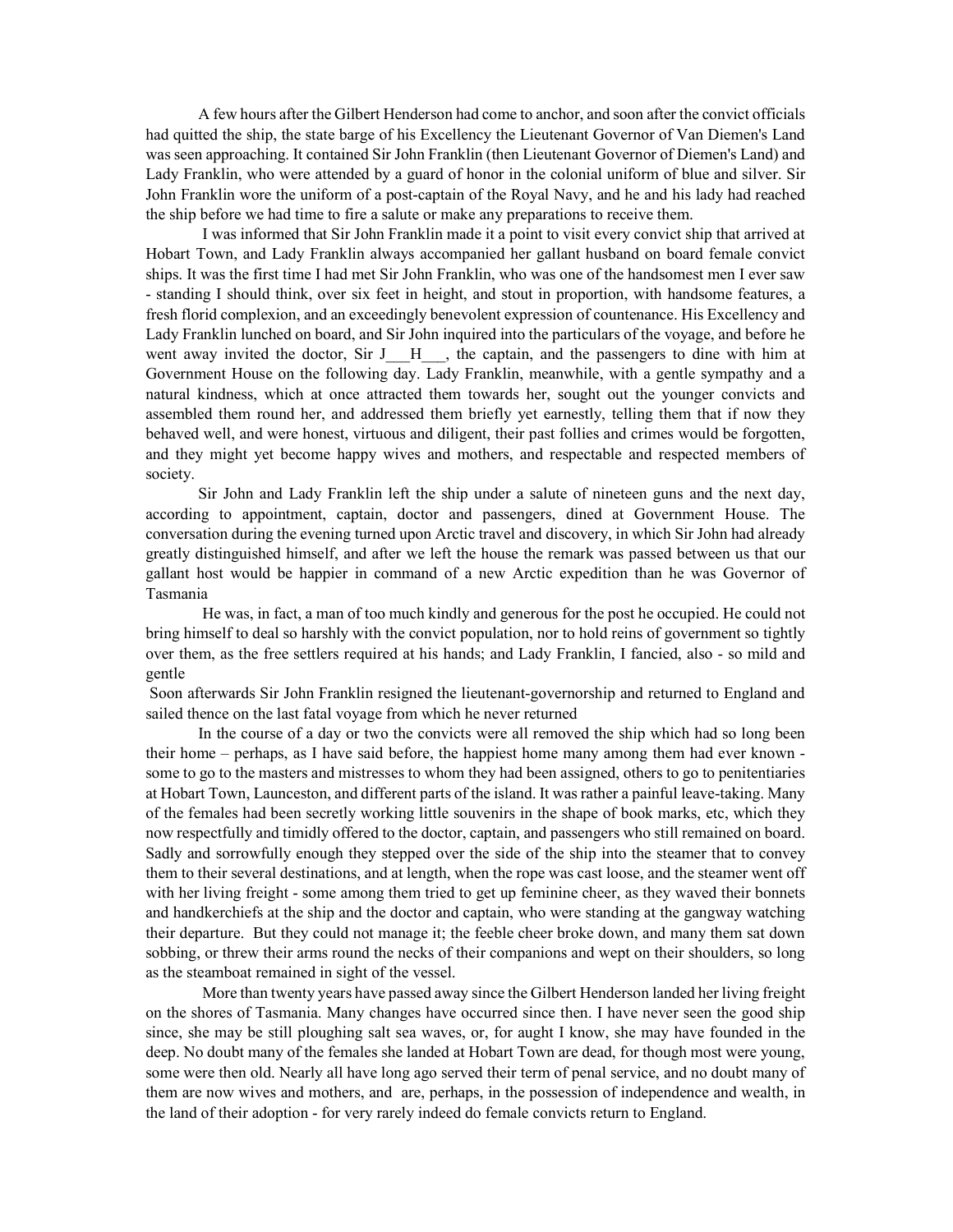A few hours after the Gilbert Henderson had come to anchor, and soon after the convict officials had quitted the ship, the state barge of his Excellency the Lieutenant Governor of Van Diemen's Land was seen approaching. It contained Sir John Franklin (then Lieutenant Governor of Diemen's Land) and Lady Franklin, who were attended by a guard of honor in the colonial uniform of blue and silver. Sir John Franklin wore the uniform of a post-captain of the Royal Navy, and he and his lady had reached the ship before we had time to fire a salute or make any preparations to receive them.

I was informed that Sir John Franklin made it a point to visit every convict ship that arrived at Hobart Town, and Lady Franklin always accompanied her gallant husband on board female convict ships. It was the first time I had met Sir John Franklin, who was one of the handsomest men I ever saw - standing I should think, over six feet in height, and stout in proportion, with handsome features, a fresh florid complexion, and an exceedingly benevolent expression of countenance. His Excellency and Lady Franklin lunched on board, and Sir John inquired into the particulars of the voyage, and before he went away invited the doctor, Sir J___H___, the captain, and the passengers to dine with him at Government House on the following day. Lady Franklin, meanwhile, with a gentle sympathy and a natural kindness, which at once attracted them towards her, sought out the younger convicts and assembled them round her, and addressed them briefly yet earnestly, telling them that if now they behaved well, and were honest, virtuous and diligent, their past follies and crimes would be forgotten, and they might yet become happy wives and mothers, and respectable and respected members of society.

Sir John and Lady Franklin left the ship under a salute of nineteen guns and the next day, according to appointment, captain, doctor and passengers, dined at Government House. The conversation during the evening turned upon Arctic travel and discovery, in which Sir John had already greatly distinguished himself, and after we left the house the remark was passed between us that our gallant host would be happier in command of a new Arctic expedition than he was Governor of Tasmania

He was, in fact, a man of too much kindly and generous for the post he occupied. He could not bring himself to deal so harshly with the convict population, nor to hold reins of government so tightly over them, as the free settlers required at his hands; and Lady Franklin, I fancied, also - so mild and gentle

Soon afterwards Sir John Franklin resigned the lieutenant-governorship and returned to England and sailed thence on the last fatal voyage from which he never returned

In the course of a day or two the convicts were all removed the ship which had so long been their home – perhaps, as I have said before, the happiest home many among them had ever known - some to go to the masters and mistresses to whom they had been assigned, others to go to penitentiaries at Hobart Town, Launceston, and different parts of the island. It was rather a painful leave-taking. Many of the females had been secretly working little souvenirs in the shape of book marks, etc, which they now respectfully and timidly offered to the doctor, captain, and passengers who still remained on board. Sadly and sorrowfully enough they stepped over the side of the ship into the steamer that to convey them to their several destinations, and at length, when the rope was cast loose, and the steamer went off with her living freight - some among them tried to get up feminine cheer, as they waved their bonnets and handkerchiefs at the ship and the doctor and captain, who were standing at the gangway watching their departure. But they could not manage it; the feeble cheer broke down, and many them sat down sobbing, or threw their arms round the necks of their companions and wept on their shoulders, so long as the steamboat remained in sight of the vessel.

More than twenty years have passed away since the Gilbert Henderson landed her living freight on the shores of Tasmania. Many changes have occurred since then. I have never seen the good ship since, she may be still ploughing salt sea waves, or, for aught I know, she may have founded in the deep. No doubt many of the females she landed at Hobart Town are dead, for though most were young, some were then old. Nearly all have long ago served their term of penal service, and no doubt many of them are now wives and mothers, and are, perhaps, in the possession of independence and wealth, in the land of their adoption - for very rarely indeed do female convicts return to England.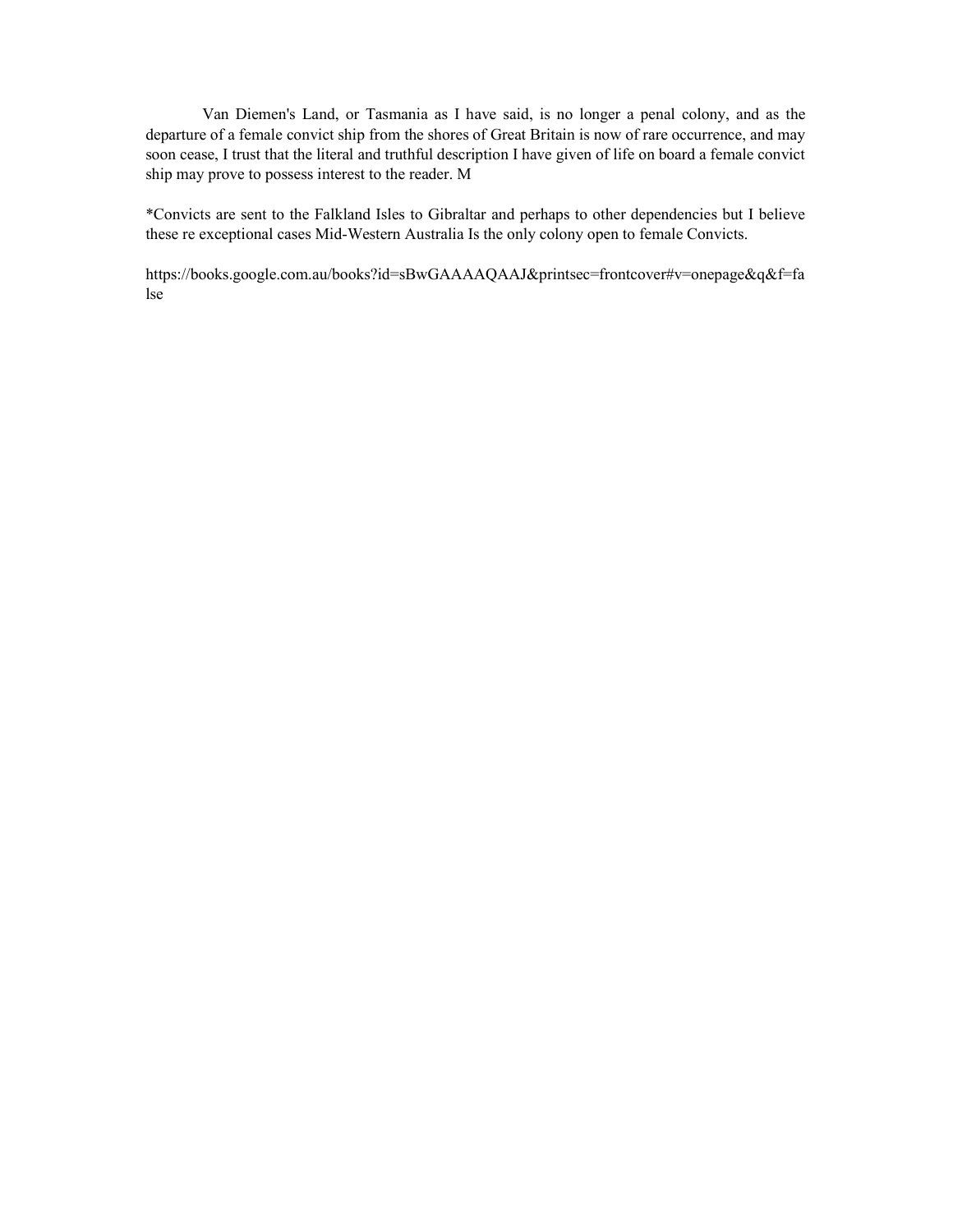Van Diemen's Land, or Tasmania as I have said, is no longer a penal colony, and as the departure of a female convict ship from the shores of Great Britain is now of rare occurrence, and may soon cease, I trust that the literal and truthful description I have given of life on board a female convict ship may prove to possess interest to the reader. M

*Convicts are sent to the Falkland Isles to Gibraltar and perhaps to other dependencies but I believe these re exceptional cases Mid-Western Australia Is the only colony open to female Convicts.

https://books.google.com.au/books?id=sBwGAAAAQAAJ&printsec=frontcover#v=onepage&q&f=false